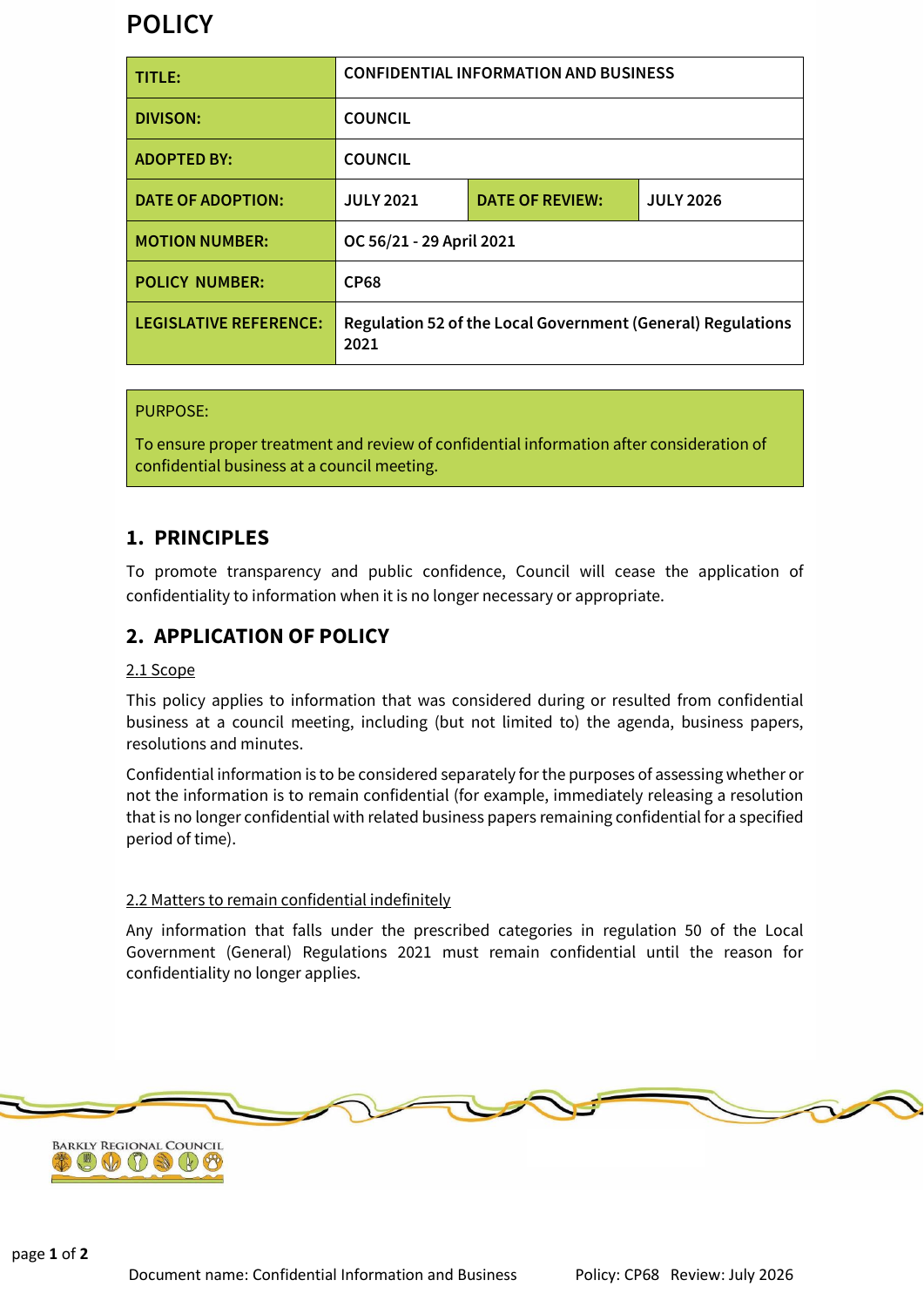# POLICY

| TITLE: | CONFIDENTIAL INFORMATION AND BUSINESS | | |
|---|---|---|---|
| DIVISON: | COUNCIL | | |
| ADOPTED BY: | COUNCIL | | |
| DATE OF ADOPTION: | JULY 2021 | DATE OF REVIEW: | JULY 2026 |
| MOTION NUMBER: | OC 56/21 - 29 April 2021 | | |
| POLICY NUMBER: | CP68 | | |
| LEGISLATIVE REFERENCE: | Regulation 52 of the Local Government (General) Regulations 2021 | | |

PURPOSE:

To ensure proper treatment and review of confidential information after consideration of confidential business at a council meeting.

## 1. PRINCIPLES

To promote transparency and public confidence, Council will cease the application of confidentiality to information when it is no longer necessary or appropriate.

## 2. APPLICATION OF POLICY

2.1 Scope

This policy applies to information that was considered during or resulted from confidential business at a council meeting, including (but not limited to) the agenda, business papers, resolutions and minutes.

Confidential information is to be considered separately for the purposes of assessing whether or not the information is to remain confidential (for example, immediately releasing a resolution that is no longer confidential with related business papers remaining confidential for a specified period of time).

2.2 Matters to remain confidential indefinitely

Any information that falls under the prescribed categories in regulation 50 of the Local Government (General) Regulations 2021 must remain confidential until the reason for confidentiality no longer applies.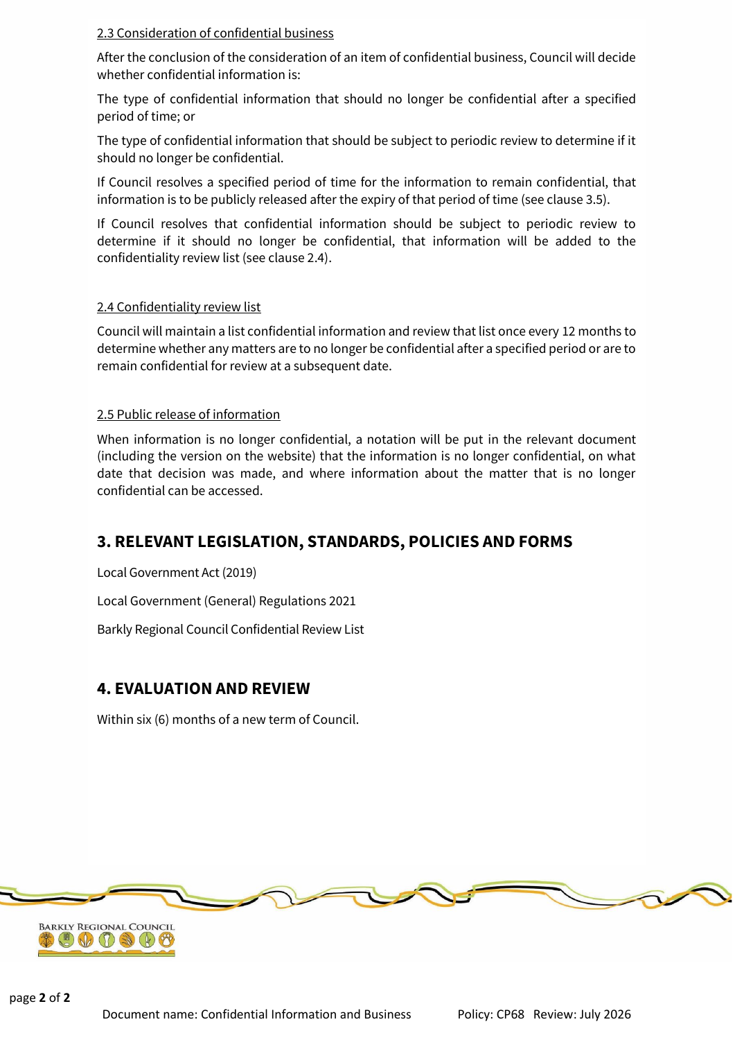2.3 Consideration of confidential business

After the conclusion of the consideration of an item of confidential business, Council will decide whether confidential information is:

The type of confidential information that should no longer be confidential after a specified period of time; or

The type of confidential information that should be subject to periodic review to determine if it should no longer be confidential.

If Council resolves a specified period of time for the information to remain confidential, that information is to be publicly released after the expiry of that period of time (see clause 3.5).

If Council resolves that confidential information should be subject to periodic review to determine if it should no longer be confidential, that information will be added to the confidentiality review list (see clause 2.4).

2.4 Confidentiality review list

Council will maintain a list confidential information and review that list once every 12 months to determine whether any matters are to no longer be confidential after a specified period or are to remain confidential for review at a subsequent date.

2.5 Public release of information

When information is no longer confidential, a notation will be put in the relevant document (including the version on the website) that the information is no longer confidential, on what date that decision was made, and where information about the matter that is no longer confidential can be accessed.

## 3. RELEVANT LEGISLATION, STANDARDS, POLICIES AND FORMS

Local Government Act (2019)

Local Government (General) Regulations 2021

Barkly Regional Council Confidential Review List

## 4. EVALUATION AND REVIEW

Within six (6) months of a new term of Council.